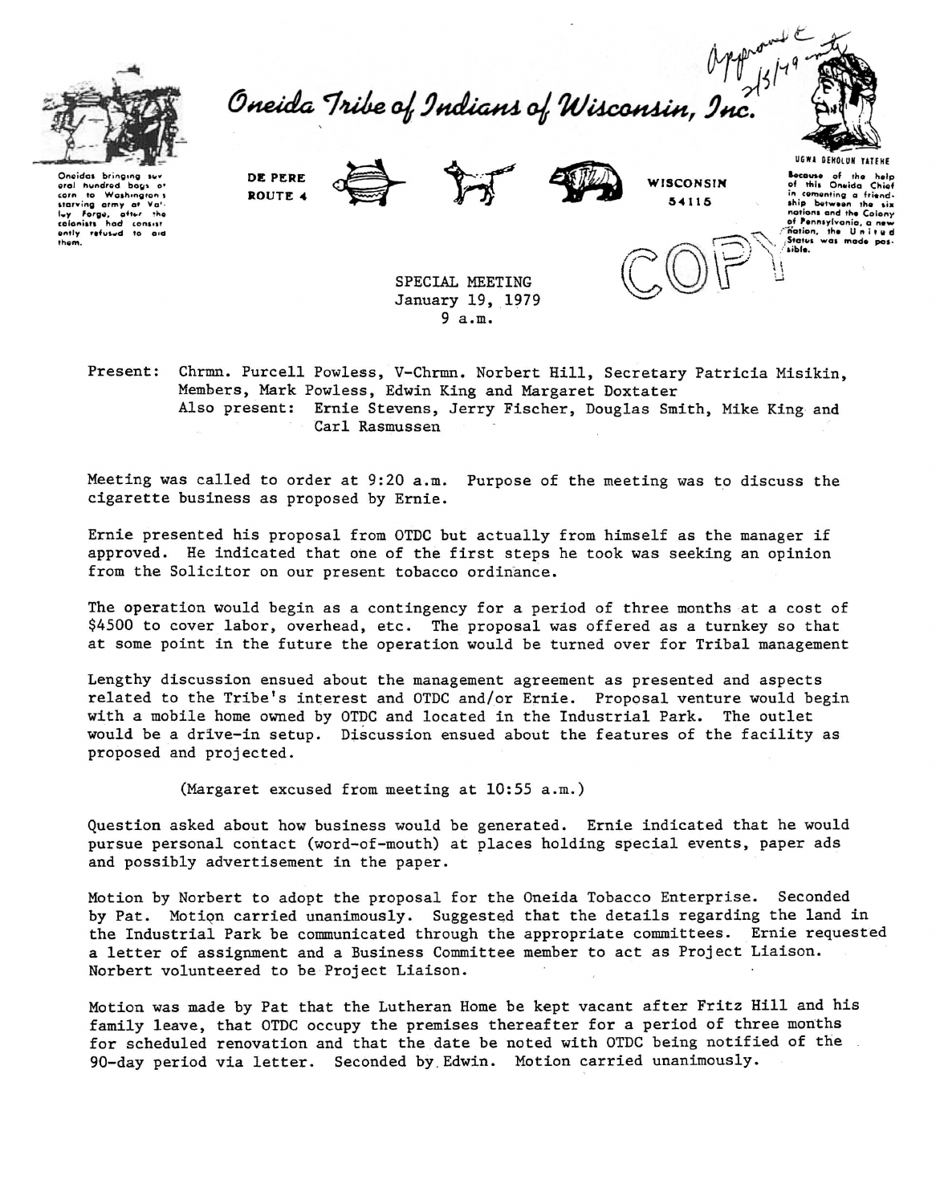Oneida Tribe of Indians of Wisconsin, Inc.

Oneidas bringing several hundred bags of corn to Washington's starving army at Valley Forge, after the colonists had consistently refused to aid them.

DE PERE
ROUTE 4

WISCONSIN
54115

UGWA DEHOLUN YATEHE

Because of the help of this Oneida Chief in cementing a friendship between the six nations and the Colony of Pennsylvania, a new nation, the United States was made possible.

Approved 2/5/79

COPY

SPECIAL MEETING
January 19, 1979
9 a.m.

Present: Chrmn. Purcell Powless, V-Chrmn. Norbert Hill, Secretary Patricia Misikin, Members, Mark Powless, Edwin King and Margaret Doxtater
Also present: Ernie Stevens, Jerry Fischer, Douglas Smith, Mike King and Carl Rasmussen

Meeting was called to order at 9:20 a.m. Purpose of the meeting was to discuss the cigarette business as proposed by Ernie.

Ernie presented his proposal from OTDC but actually from himself as the manager if approved. He indicated that one of the first steps he took was seeking an opinion from the Solicitor on our present tobacco ordinance.

The operation would begin as a contingency for a period of three months at a cost of $4500 to cover labor, overhead, etc. The proposal was offered as a turnkey so that at some point in the future the operation would be turned over for Tribal management

Lengthy discussion ensued about the management agreement as presented and aspects related to the Tribe's interest and OTDC and/or Ernie. Proposal venture would begin with a mobile home owned by OTDC and located in the Industrial Park. The outlet would be a drive-in setup. Discussion ensued about the features of the facility as proposed and projected.

(Margaret excused from meeting at 10:55 a.m.)

Question asked about how business would be generated. Ernie indicated that he would pursue personal contact (word-of-mouth) at places holding special events, paper ads and possibly advertisement in the paper.

Motion by Norbert to adopt the proposal for the Oneida Tobacco Enterprise. Seconded by Pat. Motion carried unanimously. Suggested that the details regarding the land in the Industrial Park be communicated through the appropriate committees. Ernie requested a letter of assignment and a Business Committee member to act as Project Liaison. Norbert volunteered to be Project Liaison.

Motion was made by Pat that the Lutheran Home be kept vacant after Fritz Hill and his family leave, that OTDC occupy the premises thereafter for a period of three months for scheduled renovation and that the date be noted with OTDC being notified of the 90-day period via letter. Seconded by Edwin. Motion carried unanimously.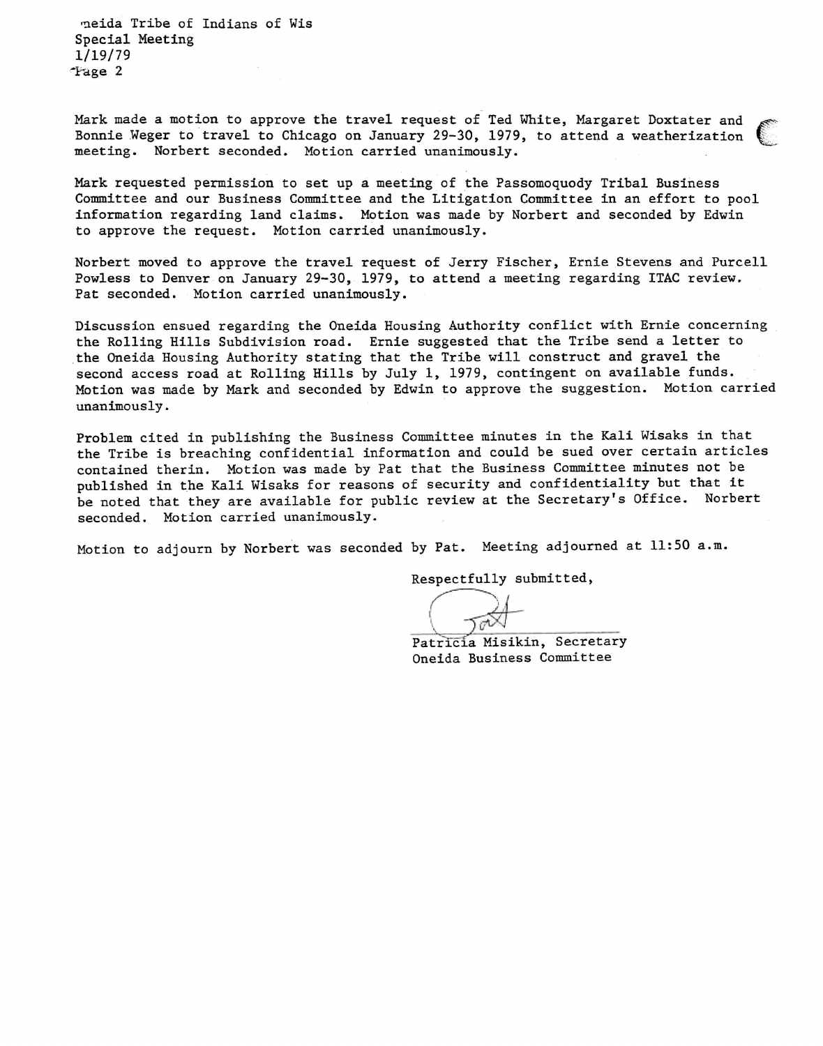Mark made a motion to approve the travel request of Ted White, Margaret Doxtater and Bonnie Weger to travel to Chicago on January 29-30, 1979, to attend a weatherization meeting. Norbert seconded. Motion carried unanimously.

Mark requested permission to set up a meeting of the Passomoquody Tribal Business Committee and our Business Committee and the Litigation Committee in an effort to pool information regarding land claims. Motion was made by Norbert and seconded by Edwin to approve the request. Motion carried unanimously.

Norbert moved to approve the travel request of Jerry Fischer, Ernie Stevens and Purcell Powless to Denver on January 29-30, 1979, to attend a meeting regarding ITAC review. Pat seconded. Motion carried unanimously.

Discussion ensued regarding the Oneida Housing Authority conflict with Ernie concerning the Rolling Hills Subdivision road. Ernie suggested that the Tribe send a letter to the Oneida Housing Authority stating that the Tribe will construct and gravel the second access road at Rolling Hills by July 1, 1979, contingent on available funds. Motion was made by Mark and seconded by Edwin to approve the suggestion. Motion carried unanimously.

Problem cited in publishing the Business Committee minutes in the Kali Wisaks in that the Tribe is breaching confidential information and could be sued over certain articles contained therin. Motion was made by Pat that the Business Committee minutes not be published in the Kali Wisaks for reasons of security and confidentiality but that it be noted that they are available for public review at the Secretary's Office. Norbert seconded. Motion carried unanimously.

Motion to adjourn by Norbert was seconded by Pat. Meeting adjourned at 11:50 a.m.

Respectfully submitted,

Patricia Misikin, Secretary
Oneida Business Committee